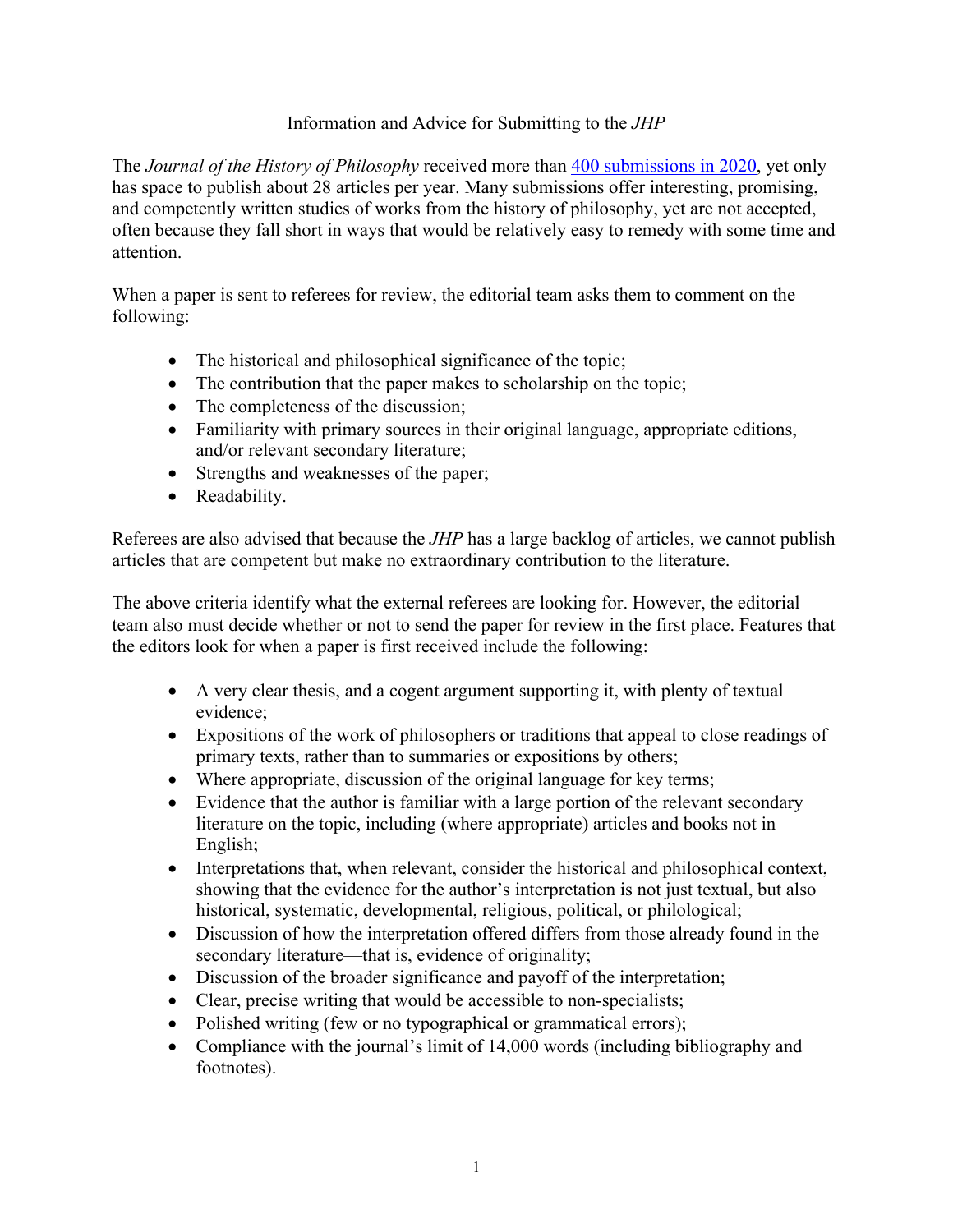# Information and Advice for Submitting to the *JHP*

The *Journal of the History of Philosophy* received more than [400 submissions in 2020](), yet only has space to publish about 28 articles per year. Many submissions offer interesting, promising, and competently written studies of works from the history of philosophy, yet are not accepted, often because they fall short in ways that would be relatively easy to remedy with some time and attention.

When a paper is sent to referees for review, the editorial team asks them to comment on the following:

- The historical and philosophical significance of the topic;
- The contribution that the paper makes to scholarship on the topic;
- The completeness of the discussion;
- Familiarity with primary sources in their original language, appropriate editions, and/or relevant secondary literature;
- Strengths and weaknesses of the paper;
- Readability.

Referees are also advised that because the *JHP* has a large backlog of articles, we cannot publish articles that are competent but make no extraordinary contribution to the literature.

The above criteria identify what the external referees are looking for. However, the editorial team also must decide whether or not to send the paper for review in the first place. Features that the editors look for when a paper is first received include the following:

- A very clear thesis, and a cogent argument supporting it, with plenty of textual evidence;
- Expositions of the work of philosophers or traditions that appeal to close readings of primary texts, rather than to summaries or expositions by others;
- Where appropriate, discussion of the original language for key terms;
- Evidence that the author is familiar with a large portion of the relevant secondary literature on the topic, including (where appropriate) articles and books not in English;
- Interpretations that, when relevant, consider the historical and philosophical context, showing that the evidence for the author's interpretation is not just textual, but also historical, systematic, developmental, religious, political, or philological;
- Discussion of how the interpretation offered differs from those already found in the secondary literature—that is, evidence of originality;
- Discussion of the broader significance and payoff of the interpretation;
- Clear, precise writing that would be accessible to non-specialists;
- Polished writing (few or no typographical or grammatical errors);
- Compliance with the journal's limit of 14,000 words (including bibliography and footnotes).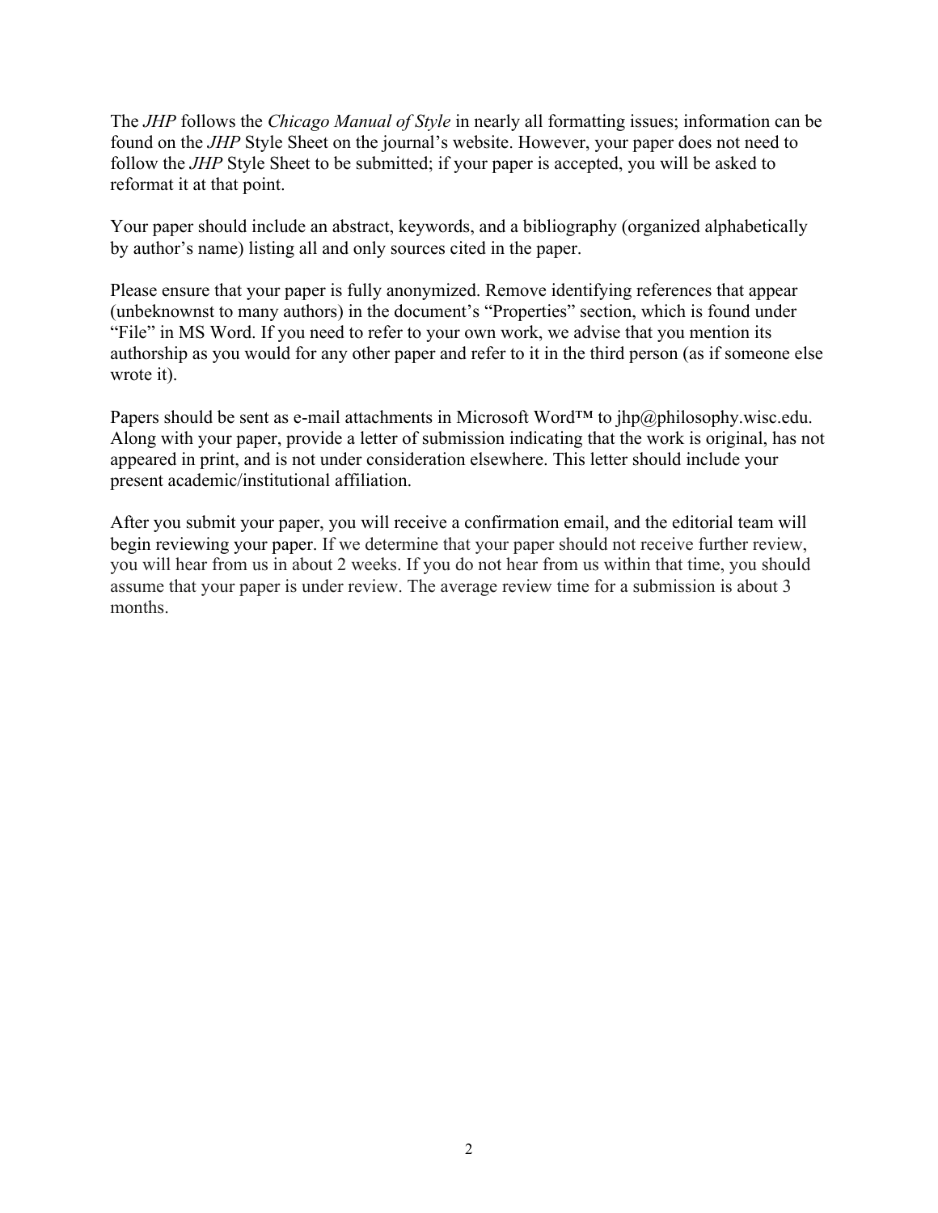The *JHP* follows the *Chicago Manual of Style* in nearly all formatting issues; information can be found on the *JHP* Style Sheet on the journal's website. However, your paper does not need to follow the *JHP* Style Sheet to be submitted; if your paper is accepted, you will be asked to reformat it at that point.

Your paper should include an abstract, keywords, and a bibliography (organized alphabetically by author's name) listing all and only sources cited in the paper.

Please ensure that your paper is fully anonymized. Remove identifying references that appear (unbeknownst to many authors) in the document's "Properties" section, which is found under "File" in MS Word. If you need to refer to your own work, we advise that you mention its authorship as you would for any other paper and refer to it in the third person (as if someone else wrote it).

Papers should be sent as e-mail attachments in Microsoft Word™ to jhp@philosophy.wisc.edu. Along with your paper, provide a letter of submission indicating that the work is original, has not appeared in print, and is not under consideration elsewhere. This letter should include your present academic/institutional affiliation.

After you submit your paper, you will receive a confirmation email, and the editorial team will begin reviewing your paper. If we determine that your paper should not receive further review, you will hear from us in about 2 weeks. If you do not hear from us within that time, you should assume that your paper is under review. The average review time for a submission is about 3 months.